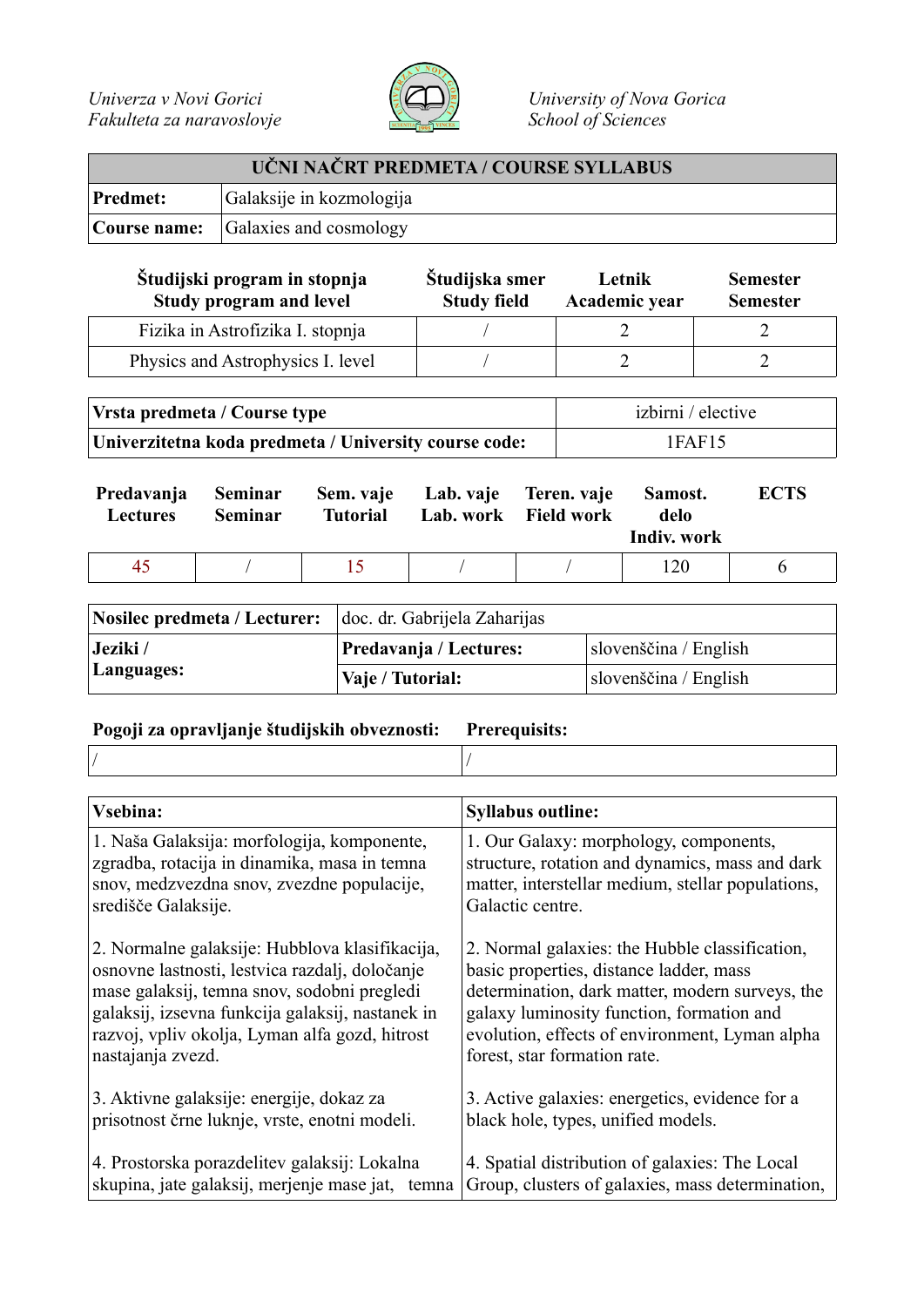*Univerza v Novi Gorici*
*Fakulteta za naravoslovje*

*University of Nova Gorica*
*School of Sciences*

| UČNI NAČRT PREDMETA / COURSE SYLLABUS | |
|---|---|
| **Predmet:** | Galaksije in kozmologija |
| **Course name:** | Galaxies and cosmology |

| Študijski program in stopnja<br>Study program and level | Študijska smer<br>Study field | Letnik<br>Academic year | Semester<br>Semester |
|---|---|---|---|
| Fizika in Astrofizika I. stopnja | / | 2 | 2 |
| Physics and Astrophysics I. level | / | 2 | 2 |

| | |
|---|---|
| **Vrsta predmeta / Course type** | izbirni / elective |
| **Univerzitetna koda predmeta / University course code:** | 1FAF15 |

| Predavanja<br>Lectures | Seminar<br>Seminar | Sem. vaje<br>Tutorial | Lab. vaje<br>Lab. work | Teren. vaje<br>Field work | Samost. delo<br>Indiv. work | ECTS |
|---|---|---|---|---|---|---|
| 45 | / | 15 | / | / | 120 | 6 |

| | | |
|---|---|---|
| **Nosilec predmeta / Lecturer:** | doc. dr. Gabrijela Zaharijas | |
| **Jeziki / Languages:** | **Predavanja / Lectures:** | slovenščina / English |
| | **Vaje / Tutorial:** | slovenščina / English |

| **Pogoji za opravljanje študijskih obveznosti:** | **Prerequisits:** |
|---|---|
| / | / |

| **Vsebina:** | **Syllabus outline:** |
|---|---|
| 1. Naša Galaksija: morfologija, komponente, zgradba, rotacija in dinamika, masa in temna snov, medzvezdna snov, zvezdne populacije, središče Galaksije. | 1. Our Galaxy: morphology, components, structure, rotation and dynamics, mass and dark matter, interstellar medium, stellar populations, Galactic centre. |
| 2. Normalne galaksije: Hubblova klasifikacija, osnovne lastnosti, lestvica razdalj, določanje mase galaksij, temna snov, sodobni pregledi galaksij, izsevna funkcija galaksij, nastanek in razvoj, vpliv okolja, Lyman alfa gozd, hitrost nastajanja zvezd. | 2. Normal galaxies: the Hubble classification, basic properties, distance ladder, mass determination, dark matter, modern surveys, the galaxy luminosity function, formation and evolution, effects of environment, Lyman alpha forest, star formation rate. |
| 3. Aktivne galaksije: energije, dokaz za prisotnost črne luknje, vrste, enotni modeli. | 3. Active galaxies: energetics, evidence for a black hole, types, unified models. |
| 4. Prostorska porazdelitev galaksij: Lokalna skupina, jate galaksij, merjenje mase jat, temna | 4. Spatial distribution of galaxies: The Local Group, clusters of galaxies, mass determination, |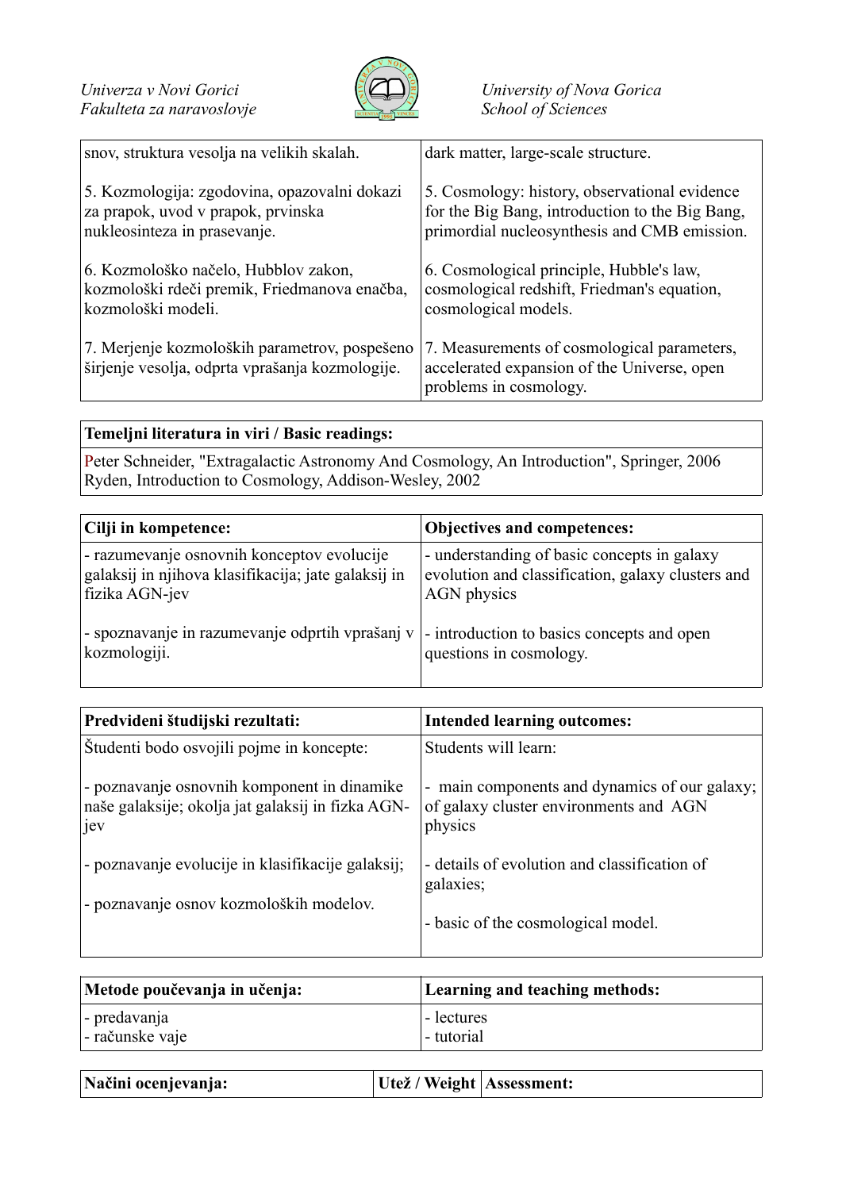| | |
|---|---|
| snov, struktura vesolja na velikih skalah. | dark matter, large-scale structure. |
| 5. Kozmologija: zgodovina, opazovalni dokazi za prapok, uvod v prapok, prvinska nukleosinteza in prasevanje. | 5. Cosmology: history, observational evidence for the Big Bang, introduction to the Big Bang, primordial nucleosynthesis and CMB emission. |
| 6. Kozmološko načelo, Hubblov zakon, kozmološki rdeči premik, Friedmanova enačba, kozmološki modeli. | 6. Cosmological principle, Hubble's law, cosmological redshift, Friedman's equation, cosmological models. |
| 7. Merjenje kozmoloških parametrov, pospešeno širjenje vesolja, odprta vprašanja kozmologije. | 7. Measurements of cosmological parameters, accelerated expansion of the Universe, open problems in cosmology. |

| **Temeljni literatura in viri / Basic readings:** |
|---|
| Peter Schneider, "Extragalactic Astronomy And Cosmology, An Introduction", Springer, 2006<br>Ryden, Introduction to Cosmology, Addison-Wesley, 2002 |

| **Cilji in kompetence:** | **Objectives and competences:** |
|---|---|
| - razumevanje osnovnih konceptov evolucije galaksij in njihova klasifikacija; jate galaksij in fizika AGN-jev | - understanding of basic concepts in galaxy evolution and classification, galaxy clusters and AGN physics |
| - spoznavanje in razumevanje odprtih vprašanj v kozmologiji. | - introduction to basics concepts and open questions in cosmology. |

| **Predvideni študijski rezultati:** | **Intended learning outcomes:** |
|---|---|
| Študenti bodo osvojili pojme in koncepte: | Students will learn: |
| - poznavanje osnovnih komponent in dinamike naše galaksije; okolja jat galaksij in fizka AGN-jev | - main components and dynamics of our galaxy; of galaxy cluster environments and AGN physics |
| - poznavanje evolucije in klasifikacije galaksij; | - details of evolution and classification of galaxies; |
| - poznavanje osnov kozmoloških modelov. | - basic of the cosmological model. |

| **Metode poučevanja in učenja:** | **Learning and teaching methods:** |
|---|---|
| - predavanja<br>- računske vaje | - lectures<br>- tutorial |

| **Načini ocenjevanja:** | **Utež / Weight** | **Assessment:** |
|---|---|---|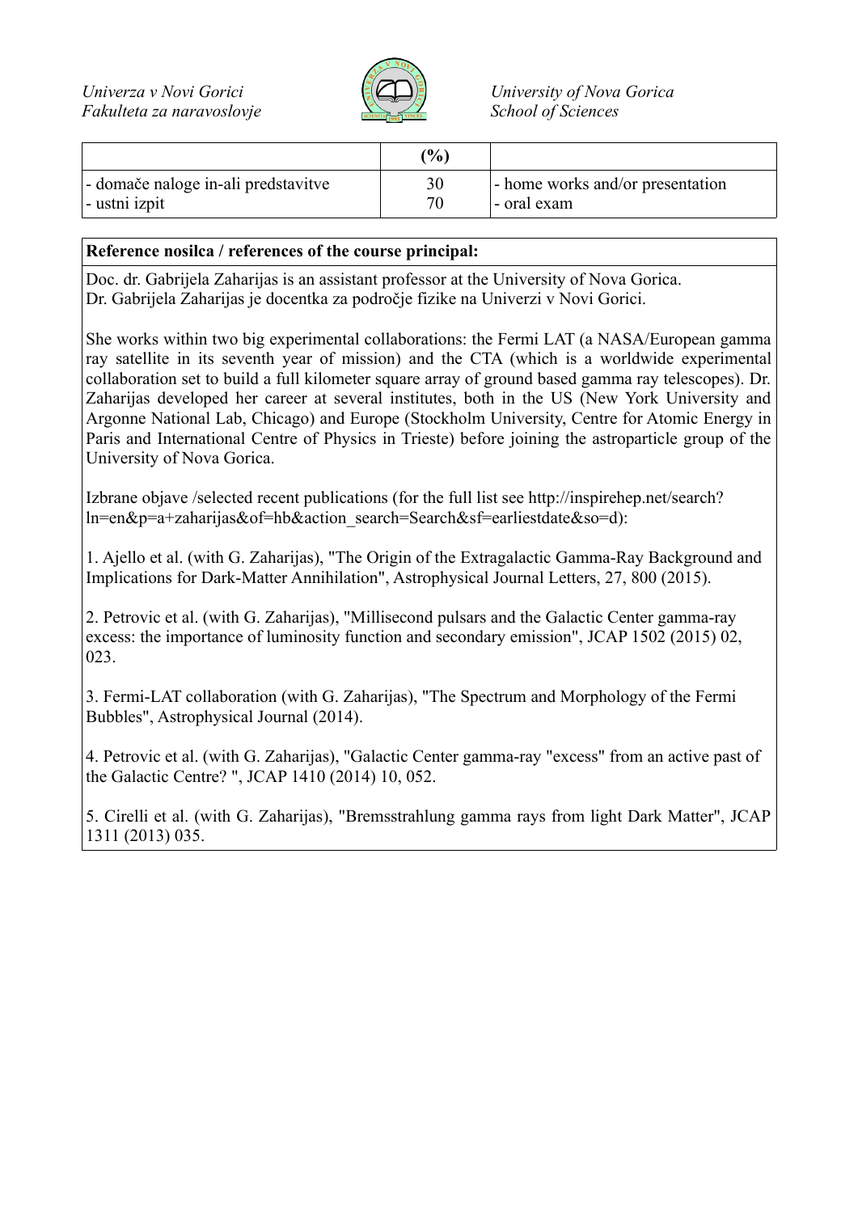| | (%) | |
|---|---|---|
| - domače naloge in-ali predstavitve<br>- ustni izpit | 30<br>70 | - home works and/or presentation<br>- oral exam |

**Reference nosilca / references of the course principal:**

Doc. dr. Gabrijela Zaharijas is an assistant professor at the University of Nova Gorica.
Dr. Gabrijela Zaharijas je docentka za področje fizike na Univerzi v Novi Gorici.

She works within two big experimental collaborations: the Fermi LAT (a NASA/European gamma ray satellite in its seventh year of mission) and the CTA (which is a worldwide experimental collaboration set to build a full kilometer square array of ground based gamma ray telescopes). Dr. Zaharijas developed her career at several institutes, both in the US (New York University and Argonne National Lab, Chicago) and Europe (Stockholm University, Centre for Atomic Energy in Paris and International Centre of Physics in Trieste) before joining the astroparticle group of the University of Nova Gorica.

Izbrane objave /selected recent publications (for the full list see http://inspirehep.net/search?ln=en&p=a+zaharijas&of=hb&action_search=Search&sf=earliestdate&so=d):

1. Ajello et al. (with G. Zaharijas), "The Origin of the Extragalactic Gamma-Ray Background and Implications for Dark-Matter Annihilation", Astrophysical Journal Letters, 27, 800 (2015).

2. Petrovic et al. (with G. Zaharijas), "Millisecond pulsars and the Galactic Center gamma-ray excess: the importance of luminosity function and secondary emission", JCAP 1502 (2015) 02, 023.

3. Fermi-LAT collaboration (with G. Zaharijas), "The Spectrum and Morphology of the Fermi Bubbles", Astrophysical Journal (2014).

4. Petrovic et al. (with G. Zaharijas), "Galactic Center gamma-ray "excess" from an active past of the Galactic Centre? ", JCAP 1410 (2014) 10, 052.

5. Cirelli et al. (with G. Zaharijas), "Bremsstrahlung gamma rays from light Dark Matter", JCAP 1311 (2013) 035.